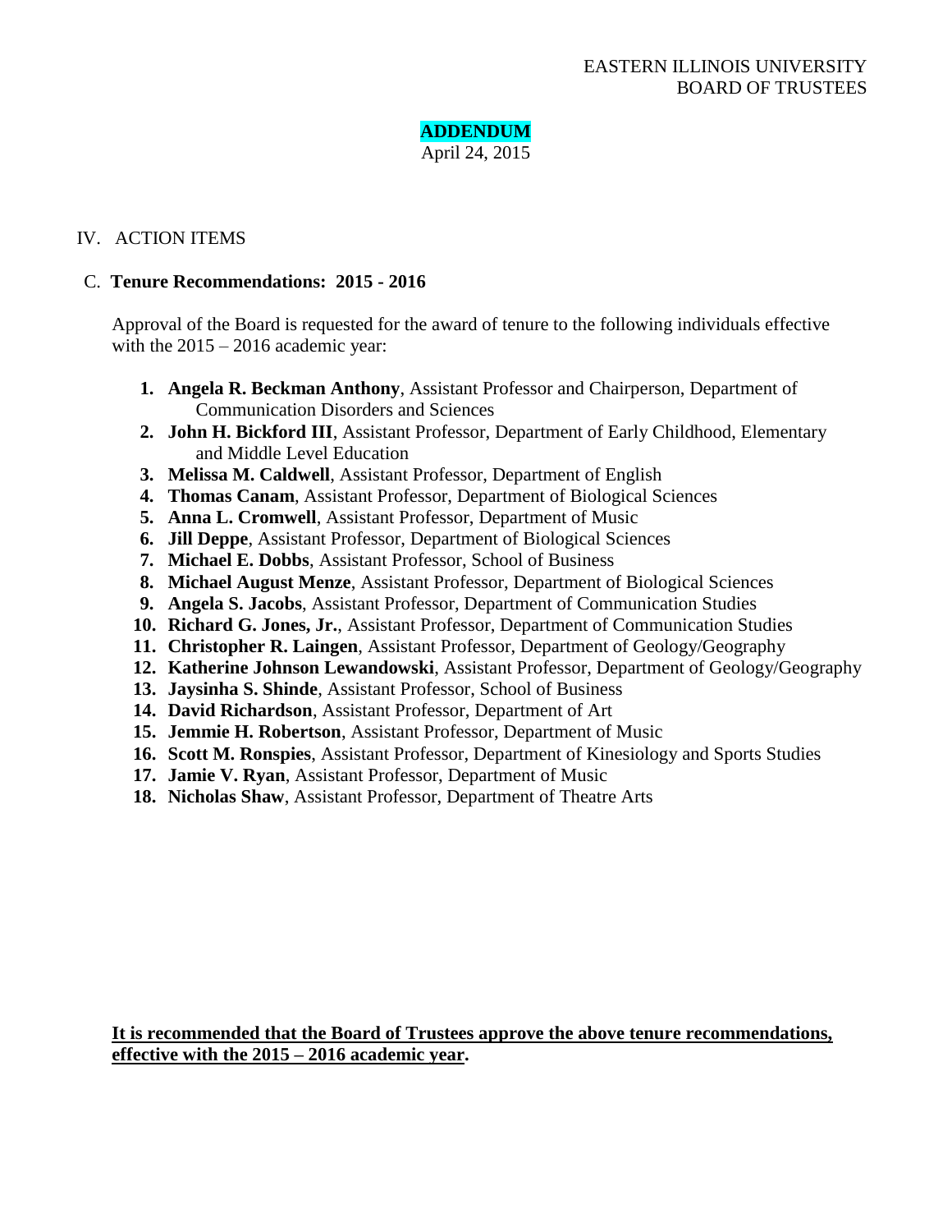EASTERN ILLINOIS UNIVERSITY
BOARD OF TRUSTEES

**ADDENDUM**
April 24, 2015

## IV. ACTION ITEMS

### C. Tenure Recommendations: 2015 - 2016

Approval of the Board is requested for the award of tenure to the following individuals effective with the 2015 – 2016 academic year:

1. **Angela R. Beckman Anthony**, Assistant Professor and Chairperson, Department of Communication Disorders and Sciences
2. **John H. Bickford III**, Assistant Professor, Department of Early Childhood, Elementary and Middle Level Education
3. **Melissa M. Caldwell**, Assistant Professor, Department of English
4. **Thomas Canam**, Assistant Professor, Department of Biological Sciences
5. **Anna L. Cromwell**, Assistant Professor, Department of Music
6. **Jill Deppe**, Assistant Professor, Department of Biological Sciences
7. **Michael E. Dobbs**, Assistant Professor, School of Business
8. **Michael August Menze**, Assistant Professor, Department of Biological Sciences
9. **Angela S. Jacobs**, Assistant Professor, Department of Communication Studies
10. **Richard G. Jones, Jr.**, Assistant Professor, Department of Communication Studies
11. **Christopher R. Laingen**, Assistant Professor, Department of Geology/Geography
12. **Katherine Johnson Lewandowski**, Assistant Professor, Department of Geology/Geography
13. **Jaysinha S. Shinde**, Assistant Professor, School of Business
14. **David Richardson**, Assistant Professor, Department of Art
15. **Jemmie H. Robertson**, Assistant Professor, Department of Music
16. **Scott M. Ronspies**, Assistant Professor, Department of Kinesiology and Sports Studies
17. **Jamie V. Ryan**, Assistant Professor, Department of Music
18. **Nicholas Shaw**, Assistant Professor, Department of Theatre Arts

**It is recommended that the Board of Trustees approve the above tenure recommendations, effective with the 2015 – 2016 academic year.**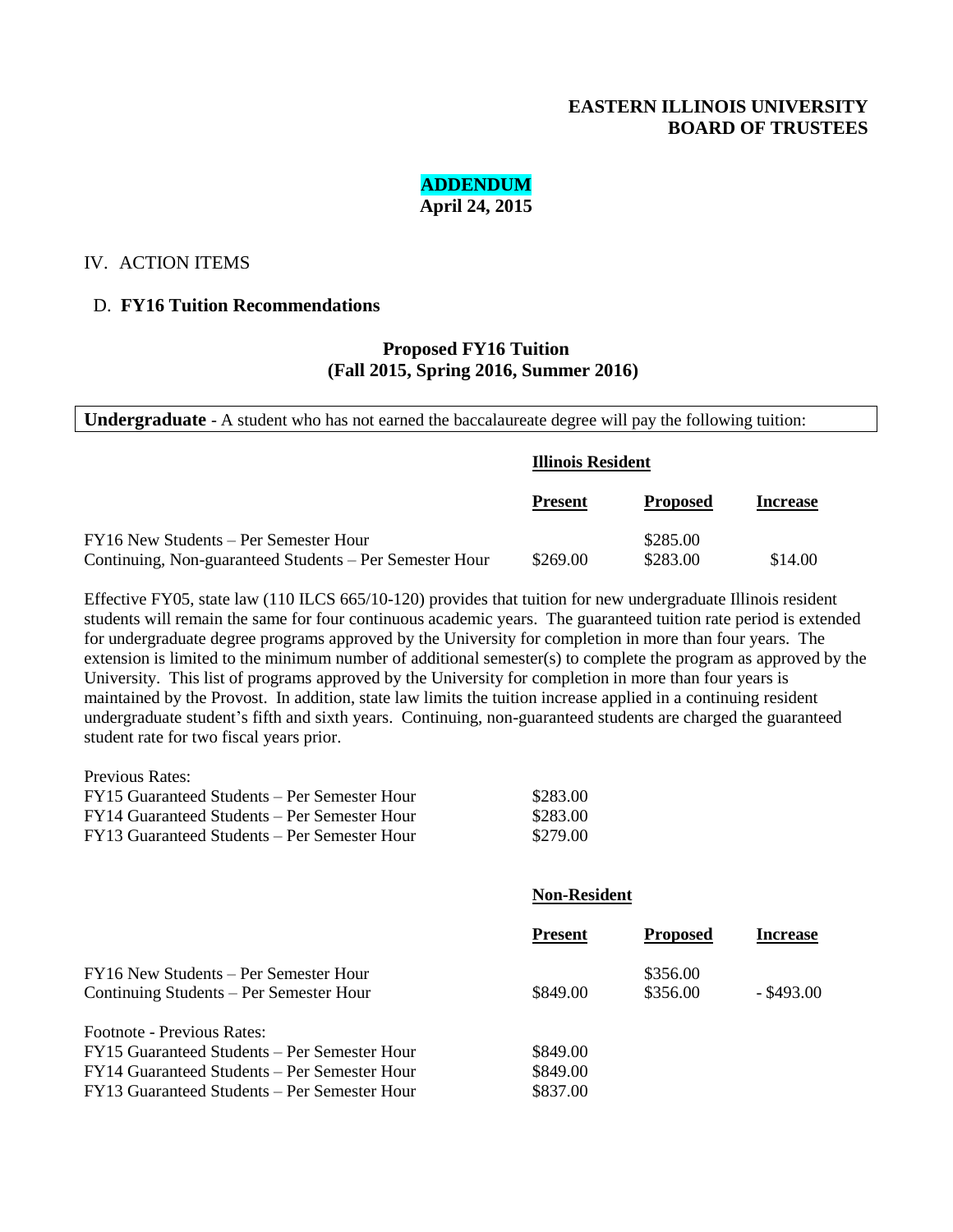**EASTERN ILLINOIS UNIVERSITY**
**BOARD OF TRUSTEES**

**ADDENDUM**
**April 24, 2015**

IV. ACTION ITEMS

D. **FY16 Tuition Recommendations**

## Proposed FY16 Tuition (Fall 2015, Spring 2016, Summer 2016)

**Undergraduate** - A student who has not earned the baccalaureate degree will pay the following tuition:

**Illinois Resident**

| | Present | Proposed | Increase |
|---|---|---|---|
| FY16 New Students – Per Semester Hour | | $285.00 | |
| Continuing, Non-guaranteed Students – Per Semester Hour | $269.00 | $283.00 | $14.00 |

Effective FY05, state law (110 ILCS 665/10-120) provides that tuition for new undergraduate Illinois resident students will remain the same for four continuous academic years. The guaranteed tuition rate period is extended for undergraduate degree programs approved by the University for completion in more than four years. The extension is limited to the minimum number of additional semester(s) to complete the program as approved by the University. This list of programs approved by the University for completion in more than four years is maintained by the Provost. In addition, state law limits the tuition increase applied in a continuing resident undergraduate student's fifth and sixth years. Continuing, non-guaranteed students are charged the guaranteed student rate for two fiscal years prior.

Previous Rates:

| | |
|---|---|
| FY15 Guaranteed Students – Per Semester Hour | $283.00 |
| FY14 Guaranteed Students – Per Semester Hour | $283.00 |
| FY13 Guaranteed Students – Per Semester Hour | $279.00 |

**Non-Resident**

| | Present | Proposed | Increase |
|---|---|---|---|
| FY16 New Students – Per Semester Hour | | $356.00 | |
| Continuing Students – Per Semester Hour | $849.00 | $356.00 | - $493.00 |

Footnote - Previous Rates:

| | |
|---|---|
| FY15 Guaranteed Students – Per Semester Hour | $849.00 |
| FY14 Guaranteed Students – Per Semester Hour | $849.00 |
| FY13 Guaranteed Students – Per Semester Hour | $837.00 |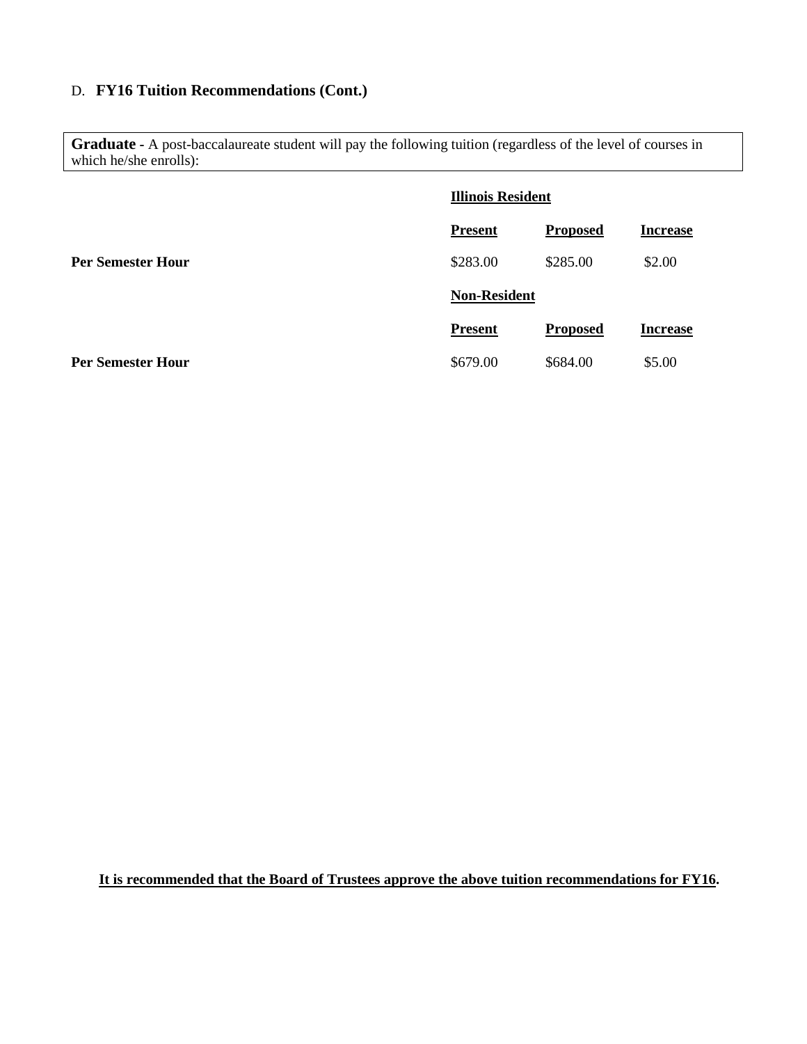## D. **FY16 Tuition Recommendations (Cont.)**

**Graduate** - A post-baccalaureate student will pay the following tuition (regardless of the level of courses in which he/she enrolls):

| | **Illinois Resident** | | |
|---|---|---|---|
| | **Present** | **Proposed** | **Increase** |
| **Per Semester Hour** | $283.00 | $285.00 | $2.00 |
| | **Non-Resident** | | |
| | **Present** | **Proposed** | **Increase** |
| **Per Semester Hour** | $679.00 | $684.00 | $5.00 |

**It is recommended that the Board of Trustees approve the above tuition recommendations for FY16.**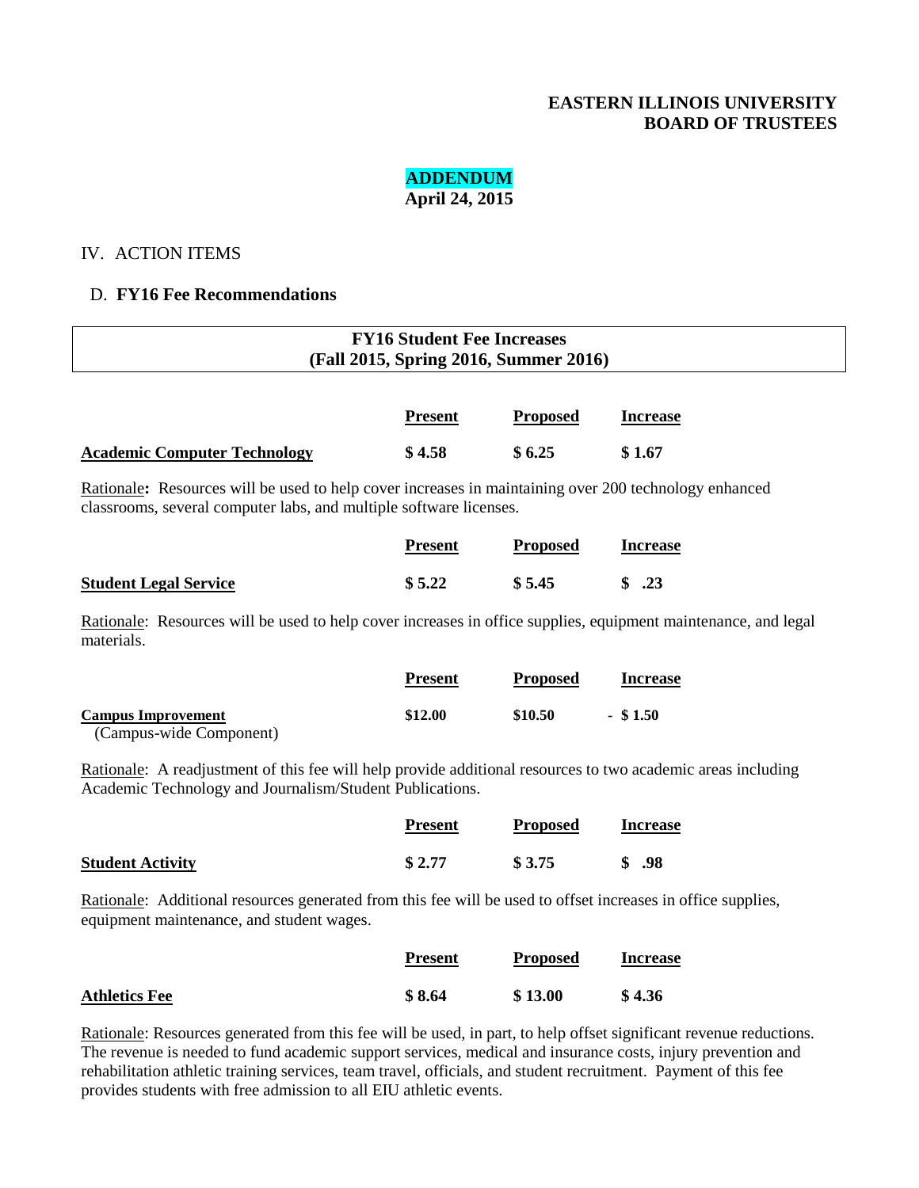**EASTERN ILLINOIS UNIVERSITY**
**BOARD OF TRUSTEES**

**ADDENDUM**
**April 24, 2015**

IV. ACTION ITEMS

D. **FY16 Fee Recommendations**

**FY16 Student Fee Increases**
**(Fall 2015, Spring 2016, Summer 2016)**

| | Present | Proposed | Increase |
|---|---|---|---|
| **Academic Computer Technology** | **$ 4.58** | **$ 6.25** | **$ 1.67** |

Rationale**:** Resources will be used to help cover increases in maintaining over 200 technology enhanced classrooms, several computer labs, and multiple software licenses.

| | Present | Proposed | Increase |
|---|---|---|---|
| **Student Legal Service** | **$ 5.22** | **$ 5.45** | **$ .23** |

Rationale: Resources will be used to help cover increases in office supplies, equipment maintenance, and legal materials.

| | Present | Proposed | Increase |
|---|---|---|---|
| **Campus Improvement** (Campus-wide Component) | **$12.00** | **$10.50** | **- $ 1.50** |

Rationale: A readjustment of this fee will help provide additional resources to two academic areas including Academic Technology and Journalism/Student Publications.

| | Present | Proposed | Increase |
|---|---|---|---|
| **Student Activity** | **$ 2.77** | **$ 3.75** | **$ .98** |

Rationale: Additional resources generated from this fee will be used to offset increases in office supplies, equipment maintenance, and student wages.

| | Present | Proposed | Increase |
|---|---|---|---|
| **Athletics Fee** | **$ 8.64** | **$ 13.00** | **$ 4.36** |

Rationale: Resources generated from this fee will be used, in part, to help offset significant revenue reductions. The revenue is needed to fund academic support services, medical and insurance costs, injury prevention and rehabilitation athletic training services, team travel, officials, and student recruitment. Payment of this fee provides students with free admission to all EIU athletic events.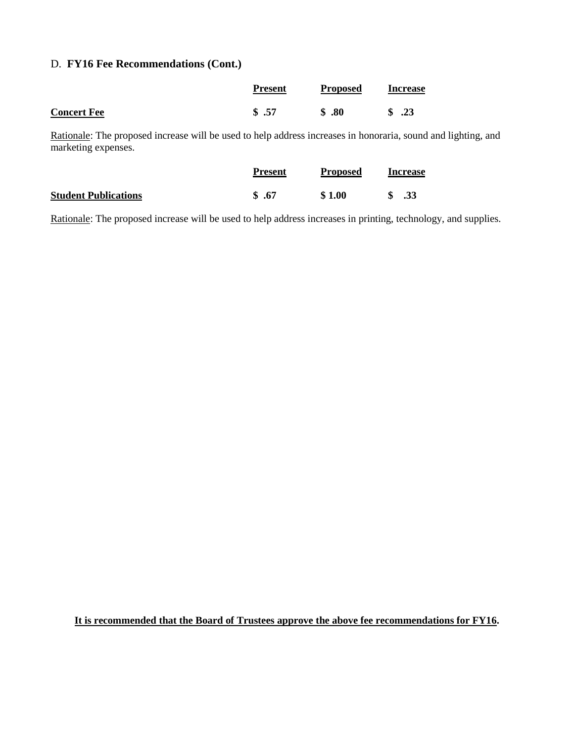## D. **FY16 Fee Recommendations (Cont.)**

| | **Present** | **Proposed** | **Increase** |
|---|---|---|---|
| **Concert Fee** | **$ .57** | **$ .80** | **$ .23** |

Rationale: The proposed increase will be used to help address increases in honoraria, sound and lighting, and marketing expenses.

| | **Present** | **Proposed** | **Increase** |
|---|---|---|---|
| **Student Publications** | **$ .67** | **$ 1.00** | **$ .33** |

Rationale: The proposed increase will be used to help address increases in printing, technology, and supplies.

**It is recommended that the Board of Trustees approve the above fee recommendations for FY16.**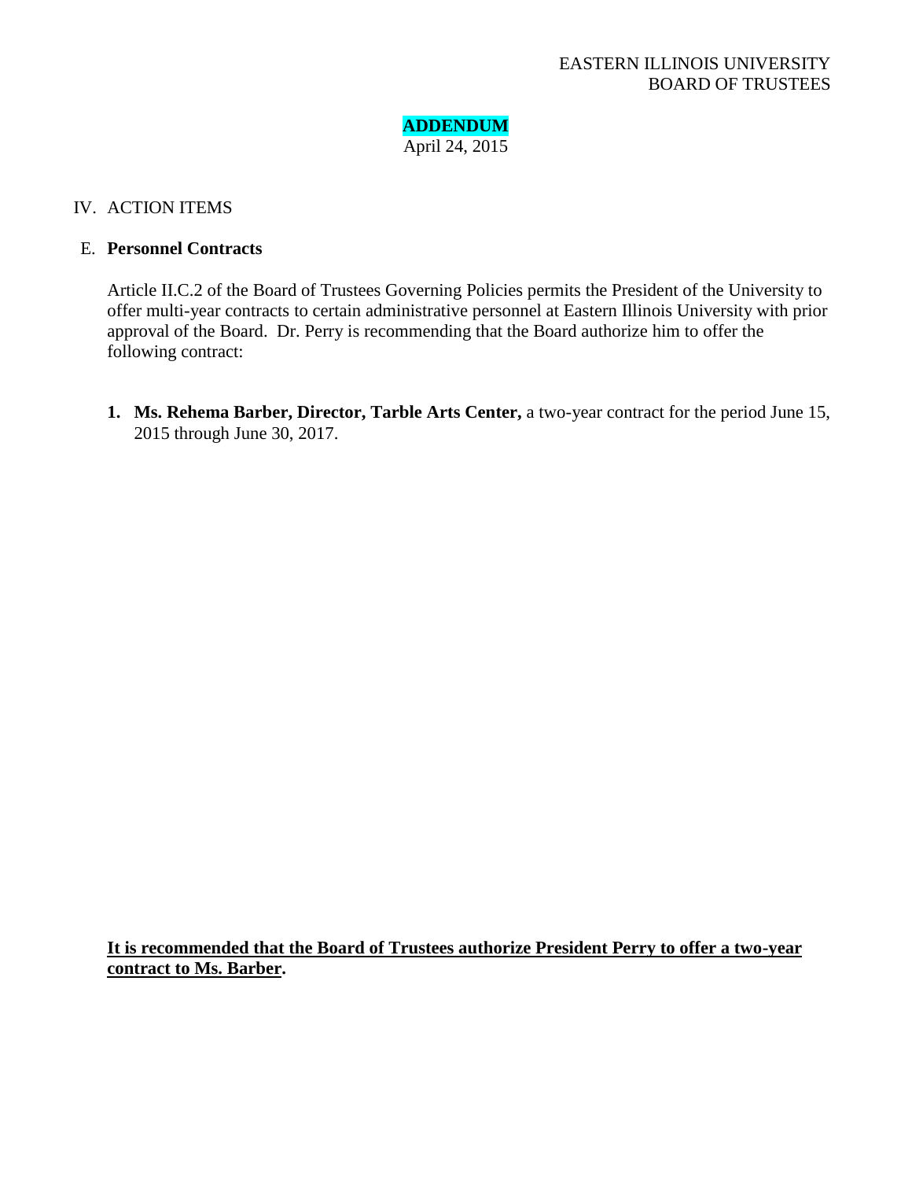EASTERN ILLINOIS UNIVERSITY
BOARD OF TRUSTEES

**ADDENDUM**
April 24, 2015

IV. ACTION ITEMS

E. **Personnel Contracts**

Article II.C.2 of the Board of Trustees Governing Policies permits the President of the University to offer multi-year contracts to certain administrative personnel at Eastern Illinois University with prior approval of the Board. Dr. Perry is recommending that the Board authorize him to offer the following contract:

1. **Ms. Rehema Barber, Director, Tarble Arts Center,** a two-year contract for the period June 15, 2015 through June 30, 2017.

**It is recommended that the Board of Trustees authorize President Perry to offer a two-year contract to Ms. Barber.**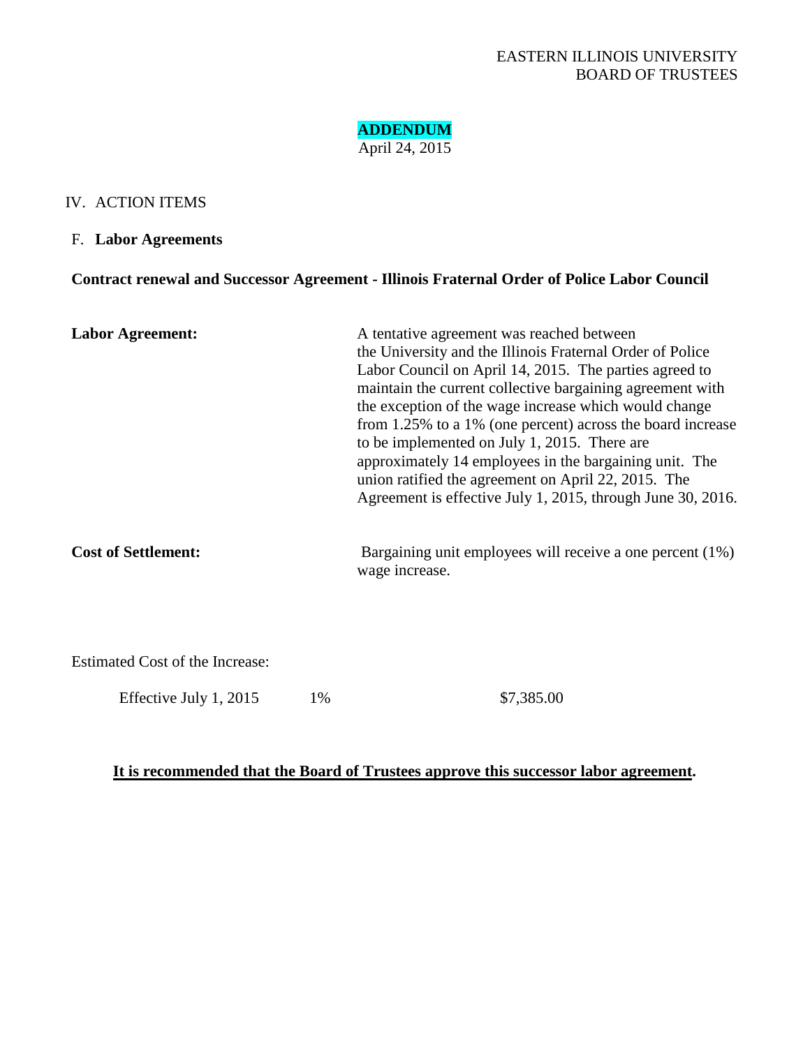EASTERN ILLINOIS UNIVERSITY
BOARD OF TRUSTEES

**ADDENDUM**
April 24, 2015

IV. ACTION ITEMS

F. **Labor Agreements**

**Contract renewal and Successor Agreement - Illinois Fraternal Order of Police Labor Council**

**Labor Agreement:** A tentative agreement was reached between the University and the Illinois Fraternal Order of Police Labor Council on April 14, 2015. The parties agreed to maintain the current collective bargaining agreement with the exception of the wage increase which would change from 1.25% to a 1% (one percent) across the board increase to be implemented on July 1, 2015. There are approximately 14 employees in the bargaining unit. The union ratified the agreement on April 22, 2015. The Agreement is effective July 1, 2015, through June 30, 2016.

**Cost of Settlement:** Bargaining unit employees will receive a one percent (1%) wage increase.

Estimated Cost of the Increase:

| | | |
|---|---|---|
| Effective July 1, 2015 | 1% | $7,385.00 |

**It is recommended that the Board of Trustees approve this successor labor agreement.**